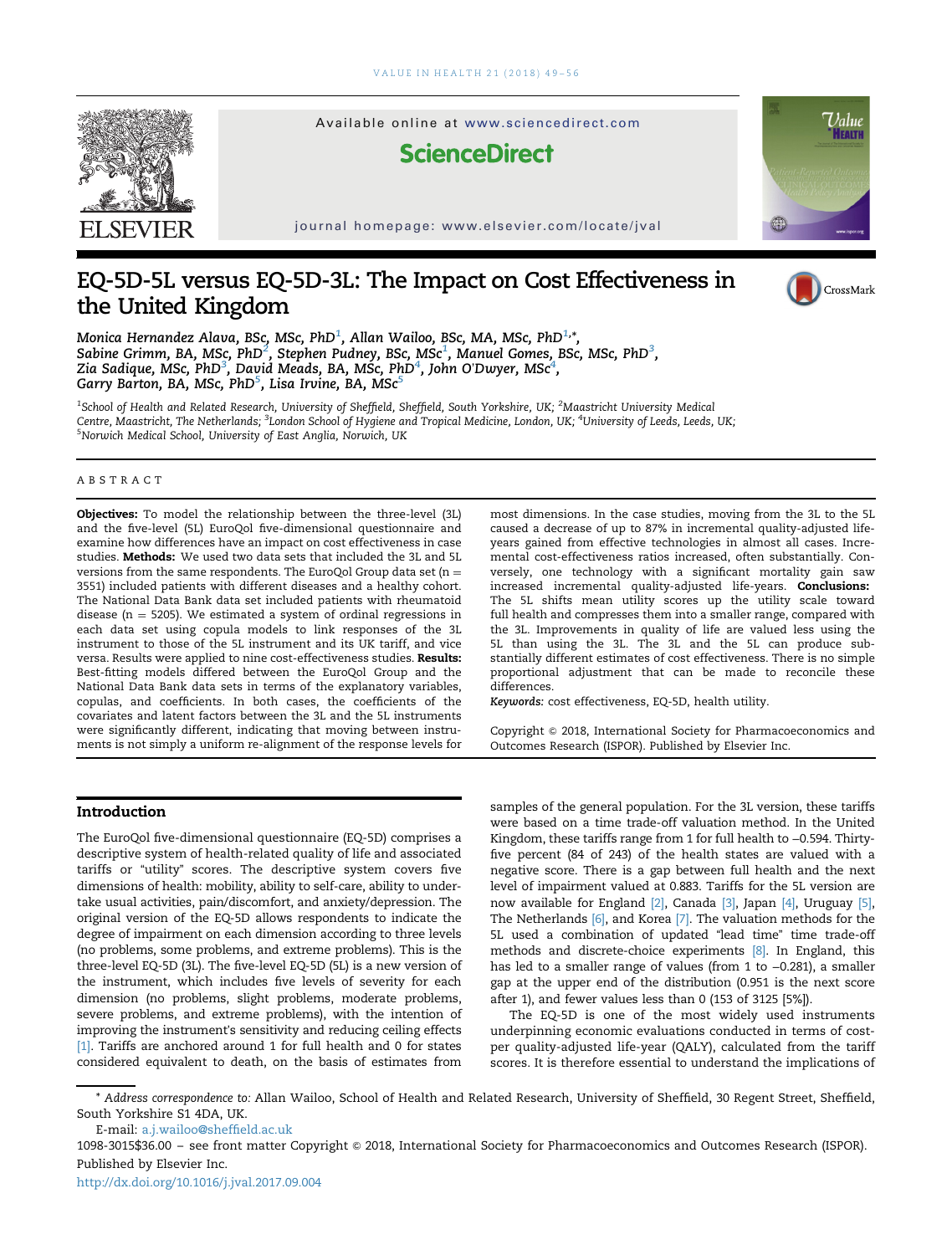# EQ-5D-5L versus EQ-5D-3L: The Impact on Cost Effectiveness in the United Kingdom

*Monica Hernandez Alava, BSc, MSc, PhD[1], Allan Wailoo, BSc, MA, MSc, PhD[1,*], Sabine Grimm, BA, MSc, PhD[2], Stephen Pudney, BSc, MSc[1], Manuel Gomes, BSc, MSc, PhD[3], Zia Sadique, MSc, PhD[3], David Meads, BA, MSc, PhD[4], John O'Dwyer, MSc[4], Garry Barton, BA, MSc, PhD[5], Lisa Irvine, BA, MSc[5]*

[1]School of Health and Related Research, University of Sheffield, Sheffield, South Yorkshire, UK; [2]Maastricht University Medical Centre, Maastricht, The Netherlands; [3]London School of Hygiene and Tropical Medicine, London, UK; [4]University of Leeds, Leeds, UK; [5]Norwich Medical School, University of East Anglia, Norwich, UK

## ABSTRACT

**Objectives:** To model the relationship between the three-level (3L) and the five-level (5L) EuroQol five-dimensional questionnaire and examine how differences have an impact on cost effectiveness in case studies. **Methods:** We used two data sets that included the 3L and 5L versions from the same respondents. The EuroQol Group data set (n = 3551) included patients with different diseases and a healthy cohort. The National Data Bank data set included patients with rheumatoid disease (n = 5205). We estimated a system of ordinal regressions in each data set using copula models to link responses of the 3L instrument to those of the 5L instrument and its UK tariff, and vice versa. Results were applied to nine cost-effectiveness studies. **Results:** Best-fitting models differed between the EuroQol Group and the National Data Bank data sets in terms of the explanatory variables, copulas, and coefficients. In both cases, the coefficients of the covariates and latent factors between the 3L and the 5L instruments were significantly different, indicating that moving between instruments is not simply a uniform re-alignment of the response levels for most dimensions. In the case studies, moving from the 3L to the 5L caused a decrease of up to 87% in incremental quality-adjusted life-years gained from effective technologies in almost all cases. Incremental cost-effectiveness ratios increased, often substantially. Conversely, one technology with a significant mortality gain saw increased incremental quality-adjusted life-years. **Conclusions:** The 5L shifts mean utility scores up the utility scale toward full health and compresses them into a smaller range, compared with the 3L. Improvements in quality of life are valued less using the 5L than using the 3L. The 3L and the 5L can produce substantially different estimates of cost effectiveness. There is no simple proportional adjustment that can be made to reconcile these differences.

*Keywords:* cost effectiveness, EQ-5D, health utility.

Copyright © 2018, International Society for Pharmacoeconomics and Outcomes Research (ISPOR). Published by Elsevier Inc.

## Introduction

The EuroQol five-dimensional questionnaire (EQ-5D) comprises a descriptive system of health-related quality of life and associated tariffs or "utility" scores. The descriptive system covers five dimensions of health: mobility, ability to self-care, ability to undertake usual activities, pain/discomfort, and anxiety/depression. The original version of the EQ-5D allows respondents to indicate the degree of impairment on each dimension according to three levels (no problems, some problems, and extreme problems). This is the three-level EQ-5D (3L). The five-level EQ-5D (5L) is a new version of the instrument, which includes five levels of severity for each dimension (no problems, slight problems, moderate problems, severe problems, and extreme problems), with the intention of improving the instrument's sensitivity and reducing ceiling effects [1]. Tariffs are anchored around 1 for full health and 0 for states considered equivalent to death, on the basis of estimates from samples of the general population. For the 3L version, these tariffs were based on a time trade-off valuation method. In the United Kingdom, these tariffs range from 1 for full health to –0.594. Thirty-five percent (84 of 243) of the health states are valued with a negative score. There is a gap between full health and the next level of impairment valued at 0.883. Tariffs for the 5L version are now available for England [2], Canada [3], Japan [4], Uruguay [5], The Netherlands [6], and Korea [7]. The valuation methods for the 5L used a combination of updated "lead time" time trade-off methods and discrete-choice experiments [8]. In England, this has led to a smaller range of values (from 1 to –0.281), a smaller gap at the upper end of the distribution (0.951 is the next score after 1), and fewer values less than 0 (153 of 3125 [5%]).

The EQ-5D is one of the most widely used instruments underpinning economic evaluations conducted in terms of cost-per quality-adjusted life-year (QALY), calculated from the tariff scores. It is therefore essential to understand the implications of

* Address correspondence to: Allan Wailoo, School of Health and Related Research, University of Sheffield, 30 Regent Street, Sheffield, South Yorkshire S1 4DA, UK.

E-mail: a.j.wailoo@sheffield.ac.uk

1098-3015$36.00 – see front matter Copyright © 2018, International Society for Pharmacoeconomics and Outcomes Research (ISPOR). Published by Elsevier Inc.

http://dx.doi.org/10.1016/j.jval.2017.09.004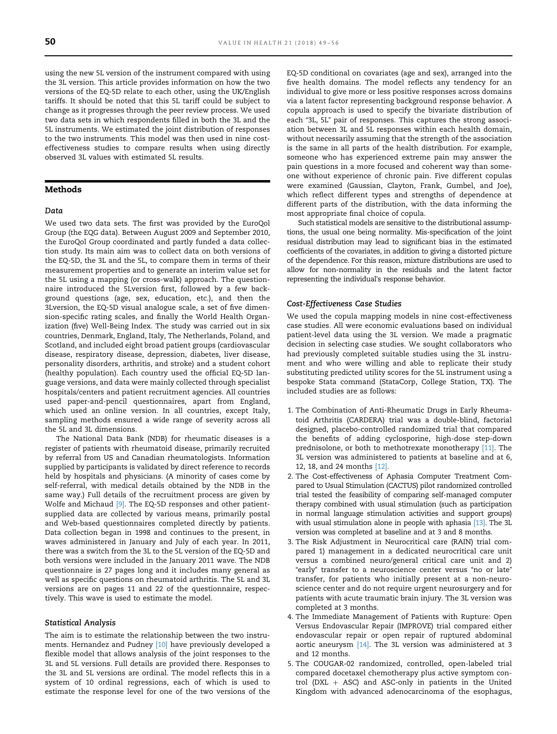using the new 5L version of the instrument compared with using the 3L version. This article provides information on how the two versions of the EQ-5D relate to each other, using the UK/English tariffs. It should be noted that this 5L tariff could be subject to change as it progresses through the peer review process. We used two data sets in which respondents filled in both the 3L and the 5L instruments. We estimated the joint distribution of responses to the two instruments. This model was then used in nine cost-effectiveness studies to compare results when using directly observed 3L values with estimated 5L results.

## Methods

### Data

We used two data sets. The first was provided by the EuroQol Group (the EQG data). Between August 2009 and September 2010, the EuroQol Group coordinated and partly funded a data collection study. Its main aim was to collect data on both versions of the EQ-5D, the 3L and the 5L, to compare them in terms of their measurement properties and to generate an interim value set for the 5L using a mapping (or cross-walk) approach. The questionnaire introduced the 5Lversion first, followed by a few background questions (age, sex, education, etc.), and then the 3Lversion, the EQ-5D visual analogue scale, a set of five dimension-specific rating scales, and finally the World Health Organization (five) Well-Being Index. The study was carried out in six countries, Denmark, England, Italy, The Netherlands, Poland, and Scotland, and included eight broad patient groups (cardiovascular disease, respiratory disease, depression, diabetes, liver disease, personality disorders, arthritis, and stroke) and a student cohort (healthy population). Each country used the official EQ-5D language versions, and data were mainly collected through specialist hospitals/centers and patient recruitment agencies. All countries used paper-and-pencil questionnaires, apart from England, which used an online version. In all countries, except Italy, sampling methods ensured a wide range of severity across all the 5L and 3L dimensions.

The National Data Bank (NDB) for rheumatic diseases is a register of patients with rheumatoid disease, primarily recruited by referral from US and Canadian rheumatologists. Information supplied by participants is validated by direct reference to records held by hospitals and physicians. (A minority of cases come by self-referral, with medical details obtained by the NDB in the same way.) Full details of the recruitment process are given by Wolfe and Michaud [9]. The EQ-5D responses and other patient-supplied data are collected by various means, primarily postal and Web-based questionnaires completed directly by patients. Data collection began in 1998 and continues to the present, in waves administered in January and July of each year. In 2011, there was a switch from the 3L to the 5L version of the EQ-5D and both versions were included in the January 2011 wave. The NDB questionnaire is 27 pages long and it includes many general as well as specific questions on rheumatoid arthritis. The 5L and 3L versions are on pages 11 and 22 of the questionnaire, respectively. This wave is used to estimate the model.

### Statistical Analysis

The aim is to estimate the relationship between the two instruments. Hernandez and Pudney [10] have previously developed a flexible model that allows analysis of the joint responses to the 3L and 5L versions. Full details are provided there. Responses to the 3L and 5L versions are ordinal. The model reflects this in a system of 10 ordinal regressions, each of which is used to estimate the response level for one of the two versions of the EQ-5D conditional on covariates (age and sex), arranged into the five health domains. The model reflects any tendency for an individual to give more or less positive responses across domains via a latent factor representing background response behavior. A copula approach is used to specify the bivariate distribution of each "3L, 5L" pair of responses. This captures the strong association between 3L and 5L responses within each health domain, without necessarily assuming that the strength of the association is the same in all parts of the health distribution. For example, someone who has experienced extreme pain may answer the pain questions in a more focused and coherent way than someone without experience of chronic pain. Five different copulas were examined (Gaussian, Clayton, Frank, Gumbel, and Joe), which reflect different types and strengths of dependence at different parts of the distribution, with the data informing the most appropriate final choice of copula.

Such statistical models are sensitive to the distributional assumptions, the usual one being normality. Mis-specification of the joint residual distribution may lead to significant bias in the estimated coefficients of the covariates, in addition to giving a distorted picture of the dependence. For this reason, mixture distributions are used to allow for non-normality in the residuals and the latent factor representing the individual's response behavior.

### Cost-Effectiveness Case Studies

We used the copula mapping models in nine cost-effectiveness case studies. All were economic evaluations based on individual patient-level data using the 3L version. We made a pragmatic decision in selecting case studies. We sought collaborators who had previously completed suitable studies using the 3L instrument and who were willing and able to replicate their study substituting predicted utility scores for the 5L instrument using a bespoke Stata command (StataCorp, College Station, TX). The included studies are as follows:

1. The Combination of Anti-Rheumatic Drugs in Early Rheumatoid Arthritis (CARDERA) trial was a double-blind, factorial designed, placebo-controlled randomized trial that compared the benefits of adding cyclosporine, high-dose step-down prednisolone, or both to methotrexate monotherapy [11]. The 3L version was administered to patients at baseline and at 6, 12, 18, and 24 months [12].
2. The Cost-effectiveness of Aphasia Computer Treatment Compared to Usual Stimulation (CACTUS) pilot randomized controlled trial tested the feasibility of comparing self-managed computer therapy combined with usual stimulation (such as participation in normal language stimulation activities and support groups) with usual stimulation alone in people with aphasia [13]. The 3L version was completed at baseline and at 3 and 8 months.
3. The Risk Adjustment in Neurocritical care (RAIN) trial compared 1) management in a dedicated neurocritical care unit versus a combined neuro/general critical care unit and 2) "early" transfer to a neuroscience center versus "no or late" transfer, for patients who initially present at a non-neuroscience center and do not require urgent neurosurgery and for patients with acute traumatic brain injury. The 3L version was completed at 3 months.
4. The Immediate Management of Patients with Rupture: Open Versus Endovascular Repair (IMPROVE) trial compared either endovascular repair or open repair of ruptured abdominal aortic aneurysm [14]. The 3L version was administered at 3 and 12 months.
5. The COUGAR-02 randomized, controlled, open-labeled trial compared docetaxel chemotherapy plus active symptom control (DXL + ASC) and ASC-only in patients in the United Kingdom with advanced adenocarcinoma of the esophagus,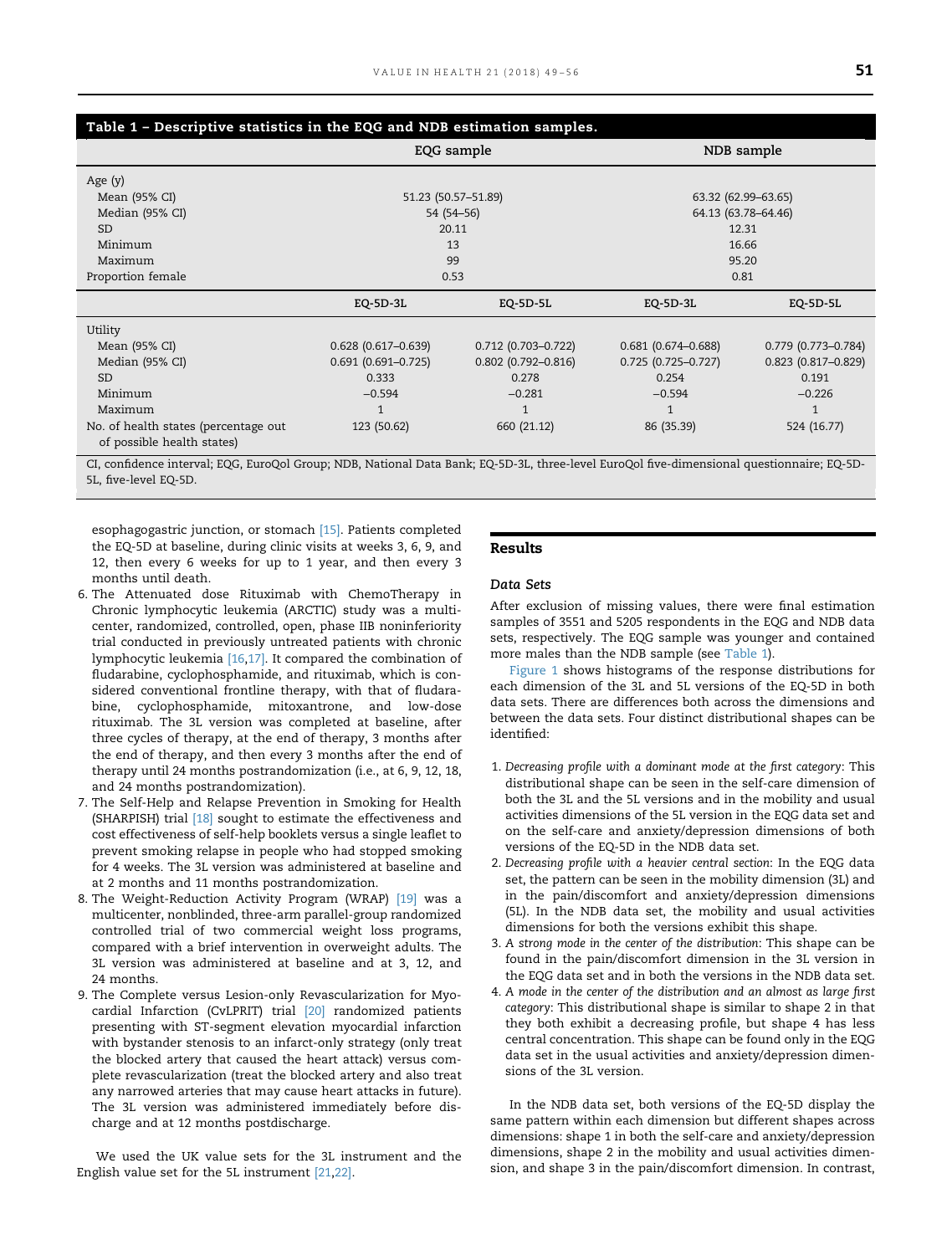**Table 1 – Descriptive statistics in the EQG and NDB estimation samples.**

| | EQG sample | | NDB sample | |
|---|---|---|---|---|
| Age (y) | | | | |
| Mean (95% CI) | 51.23 (50.57–51.89) | | 63.32 (62.99–63.65) | |
| Median (95% CI) | 54 (54–56) | | 64.13 (63.78–64.46) | |
| SD | 20.11 | | 12.31 | |
| Minimum | 13 | | 16.66 | |
| Maximum | 99 | | 95.20 | |
| Proportion female | 0.53 | | 0.81 | |
| | EQ-5D-3L | EQ-5D-5L | EQ-5D-3L | EQ-5D-5L |
| Utility | | | | |
| Mean (95% CI) | 0.628 (0.617–0.639) | 0.712 (0.703–0.722) | 0.681 (0.674–0.688) | 0.779 (0.773–0.784) |
| Median (95% CI) | 0.691 (0.691–0.725) | 0.802 (0.792–0.816) | 0.725 (0.725–0.727) | 0.823 (0.817–0.829) |
| SD | 0.333 | 0.278 | 0.254 | 0.191 |
| Minimum | −0.594 | −0.281 | −0.594 | −0.226 |
| Maximum | 1 | 1 | 1 | 1 |
| No. of health states (percentage out of possible health states) | 123 (50.62) | 660 (21.12) | 86 (35.39) | 524 (16.77) |

CI, confidence interval; EQG, EuroQol Group; NDB, National Data Bank; EQ-5D-3L, three-level EuroQol five-dimensional questionnaire; EQ-5D-5L, five-level EQ-5D.

esophagogastric junction, or stomach [15]. Patients completed the EQ-5D at baseline, during clinic visits at weeks 3, 6, 9, and 12, then every 6 weeks for up to 1 year, and then every 3 months until death.

6. The Attenuated dose Rituximab with ChemoTherapy in Chronic lymphocytic leukemia (ARCTIC) study was a multicenter, randomized, controlled, open, phase IIB noninferiority trial conducted in previously untreated patients with chronic lymphocytic leukemia [16,17]. It compared the combination of fludarabine, cyclophosphamide, and rituximab, which is considered conventional frontline therapy, with that of fludarabine, cyclophosphamide, mitoxantrone, and low-dose rituximab. The 3L version was completed at baseline, after three cycles of therapy, at the end of therapy, 3 months after the end of therapy, and then every 3 months after the end of therapy until 24 months postrandomization (i.e., at 6, 9, 12, 18, and 24 months postrandomization).
7. The Self-Help and Relapse Prevention in Smoking for Health (SHARPISH) trial [18] sought to estimate the effectiveness and cost effectiveness of self-help booklets versus a single leaflet to prevent smoking relapse in people who had stopped smoking for 4 weeks. The 3L version was administered at baseline and at 2 months and 11 months postrandomization.
8. The Weight-Reduction Activity Program (WRAP) [19] was a multicenter, nonblinded, three-arm parallel-group randomized controlled trial of two commercial weight loss programs, compared with a brief intervention in overweight adults. The 3L version was administered at baseline and at 3, 12, and 24 months.
9. The Complete versus Lesion-only Revascularization for Myocardial Infarction (CvLPRIT) trial [20] randomized patients presenting with ST-segment elevation myocardial infarction with bystander stenosis to an infarct-only strategy (only treat the blocked artery that caused the heart attack) versus complete revascularization (treat the blocked artery and also treat any narrowed arteries that may cause heart attacks in future). The 3L version was administered immediately before discharge and at 12 months postdischarge.

We used the UK value sets for the 3L instrument and the English value set for the 5L instrument [21,22].

## Results

### Data Sets

After exclusion of missing values, there were final estimation samples of 3551 and 5205 respondents in the EQG and NDB data sets, respectively. The EQG sample was younger and contained more males than the NDB sample (see Table 1).

Figure 1 shows histograms of the response distributions for each dimension of the 3L and 5L versions of the EQ-5D in both data sets. There are differences both across the dimensions and between the data sets. Four distinct distributional shapes can be identified:

1. *Decreasing profile with a dominant mode at the first category*: This distributional shape can be seen in the self-care dimension of both the 3L and the 5L versions and in the mobility and usual activities dimensions of the 5L version in the EQG data set and on the self-care and anxiety/depression dimensions of both versions of the EQ-5D in the NDB data set.
2. *Decreasing profile with a heavier central section*: In the EQG data set, the pattern can be seen in the mobility dimension (3L) and in the pain/discomfort and anxiety/depression dimensions (5L). In the NDB data set, the mobility and usual activities dimensions for both the versions exhibit this shape.
3. *A strong mode in the center of the distribution*: This shape can be found in the pain/discomfort dimension in the 3L version in the EQG data set and in both the versions in the NDB data set.
4. *A mode in the center of the distribution and an almost as large first category*: This distributional shape is similar to shape 2 in that they both exhibit a decreasing profile, but shape 4 has less central concentration. This shape can be found only in the EQG data set in the usual activities and anxiety/depression dimensions of the 3L version.

In the NDB data set, both versions of the EQ-5D display the same pattern within each dimension but different shapes across dimensions: shape 1 in both the self-care and anxiety/depression dimensions, shape 2 in the mobility and usual activities dimension, and shape 3 in the pain/discomfort dimension. In contrast,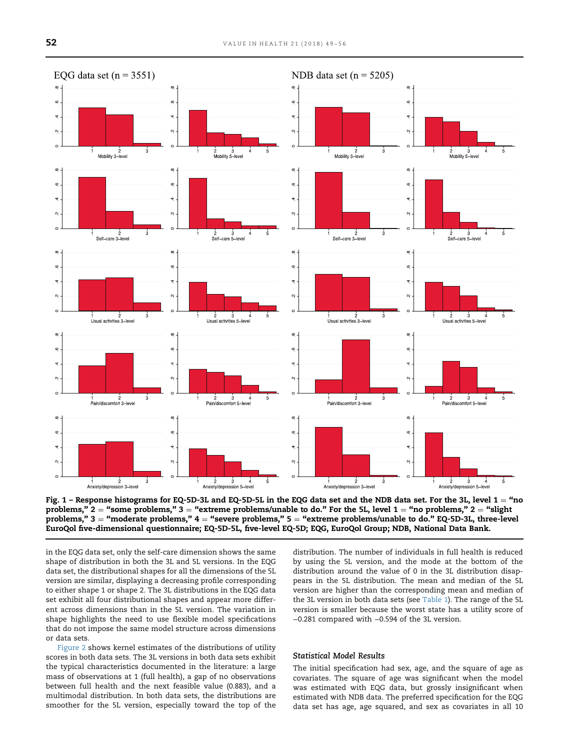Fig. 1 – Response histograms for EQ-5D-3L and EQ-5D-5L in the EQG data set and the NDB data set. For the 3L, level 1 = "no problems," 2 = "some problems," 3 = "extreme problems/unable to do." For the 5L, level 1 = "no problems," 2 = "slight problems," 3 = "moderate problems," 4 = "severe problems," 5 = "extreme problems/unable to do." EQ-5D-3L, three-level EuroQol five-dimensional questionnaire; EQ-5D-5L, five-level EQ-5D; EQG, EuroQol Group; NDB, National Data Bank.

in the EQG data set, only the self-care dimension shows the same shape of distribution in both the 3L and 5L versions. In the EQG data set, the distributional shapes for all the dimensions of the 5L version are similar, displaying a decreasing profile corresponding to either shape 1 or shape 2. The 3L distributions in the EQG data set exhibit all four distributional shapes and appear more different across dimensions than in the 5L version. The variation in shape highlights the need to use flexible model specifications that do not impose the same model structure across dimensions or data sets.

Figure 2 shows kernel estimates of the distributions of utility scores in both data sets. The 3L versions in both data sets exhibit the typical characteristics documented in the literature: a large mass of observations at 1 (full health), a gap of no observations between full health and the next feasible value (0.883), and a multimodal distribution. In both data sets, the distributions are smoother for the 5L version, especially toward the top of the distribution. The number of individuals in full health is reduced by using the 5L version, and the mode at the bottom of the distribution around the value of 0 in the 3L distribution disappears in the 5L distribution. The mean and median of the 5L version are higher than the corresponding mean and median of the 3L version in both data sets (see Table 1). The range of the 5L version is smaller because the worst state has a utility score of −0.281 compared with −0.594 of the 3L version.

### Statistical Model Results

The initial specification had sex, age, and the square of age as covariates. The square of age was significant when the model was estimated with EQG data, but grossly insignificant when estimated with NDB data. The preferred specification for the EQG data set has age, age squared, and sex as covariates in all 10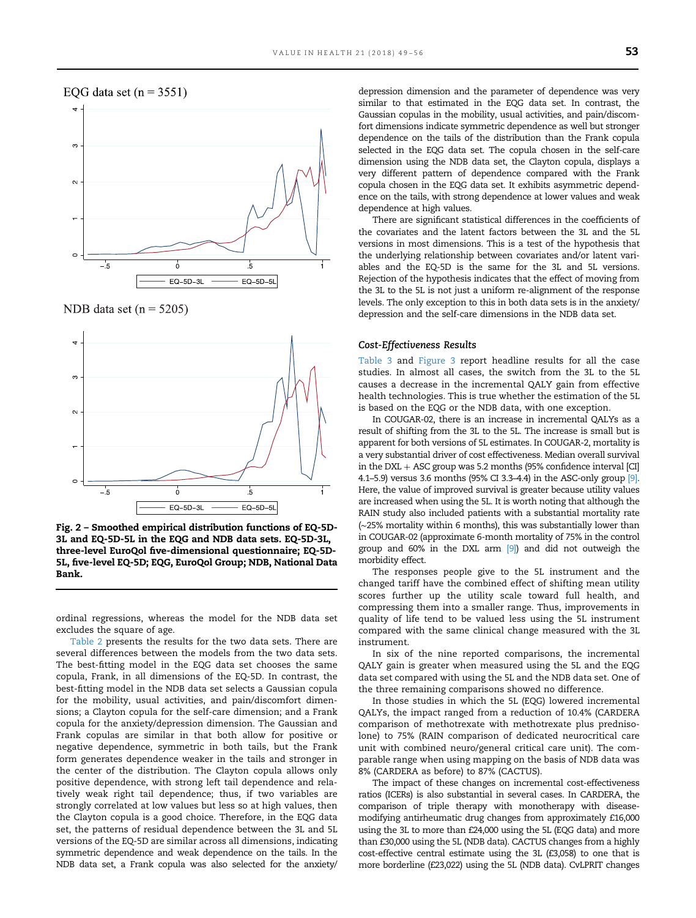EQG data set (n = 3551)

4
3
2
1
0
−.5
0
.5
1
EQ–5D–3L
EQ–5D–5L

NDB data set (n = 5205)

4
3
2
1
0
−.5
0
.5
1
EQ–5D–3L
EQ–5D–5L

**Fig. 2 – Smoothed empirical distribution functions of EQ-5D-3L and EQ-5D-5L in the EQG and NDB data sets. EQ-5D-3L, three-level EuroQol five-dimensional questionnaire; EQ-5D-5L, five-level EQ-5D; EQG, EuroQol Group; NDB, National Data Bank.**

ordinal regressions, whereas the model for the NDB data set excludes the square of age.

Table 2 presents the results for the two data sets. There are several differences between the models from the two data sets. The best-fitting model in the EQG data set chooses the same copula, Frank, in all dimensions of the EQ-5D. In contrast, the best-fitting model in the NDB data set selects a Gaussian copula for the mobility, usual activities, and pain/discomfort dimensions; a Clayton copula for the self-care dimension; and a Frank copula for the anxiety/depression dimension. The Gaussian and Frank copulas are similar in that both allow for positive or negative dependence, symmetric in both tails, but the Frank form generates dependence weaker in the tails and stronger in the center of the distribution. The Clayton copula allows only positive dependence, with strong left tail dependence and relatively weak right tail dependence; thus, if two variables are strongly correlated at low values but less so at high values, then the Clayton copula is a good choice. Therefore, in the EQG data set, the patterns of residual dependence between the 3L and 5L versions of the EQ-5D are similar across all dimensions, indicating symmetric dependence and weak dependence on the tails. In the NDB data set, a Frank copula was also selected for the anxiety/depression dimension and the parameter of dependence was very similar to that estimated in the EQG data set. In contrast, the Gaussian copulas in the mobility, usual activities, and pain/discomfort dimensions indicate symmetric dependence as well but stronger dependence on the tails of the distribution than the Frank copula selected in the EQG data set. The copula chosen in the self-care dimension using the NDB data set, the Clayton copula, displays a very different pattern of dependence compared with the Frank copula chosen in the EQG data set. It exhibits asymmetric dependence on the tails, with strong dependence at lower values and weak dependence at high values.

There are significant statistical differences in the coefficients of the covariates and the latent factors between the 3L and the 5L versions in most dimensions. This is a test of the hypothesis that the underlying relationship between covariates and/or latent variables and the EQ-5D is the same for the 3L and 5L versions. Rejection of the hypothesis indicates that the effect of moving from the 3L to the 5L is not just a uniform re-alignment of the response levels. The only exception to this in both data sets is in the anxiety/depression and the self-care dimensions in the NDB data set.

### Cost-Effectiveness Results

Table 3 and Figure 3 report headline results for all the case studies. In almost all cases, the switch from the 3L to the 5L causes a decrease in the incremental QALY gain from effective health technologies. This is true whether the estimation of the 5L is based on the EQG or the NDB data, with one exception.

In COUGAR-02, there is an increase in incremental QALYs as a result of shifting from the 3L to the 5L. The increase is small but is apparent for both versions of 5L estimates. In COUGAR-2, mortality is a very substantial driver of cost effectiveness. Median overall survival in the DXL + ASC group was 5.2 months (95% confidence interval [CI] 4.1–5.9) versus 3.6 months (95% CI 3.3–4.4) in the ASC-only group [9]. Here, the value of improved survival is greater because utility values are increased when using the 5L. It is worth noting that although the RAIN study also included patients with a substantial mortality rate (~25% mortality within 6 months), this was substantially lower than in COUGAR-02 (approximate 6-month mortality of 75% in the control group and 60% in the DXL arm [9]) and did not outweigh the morbidity effect.

The responses people give to the 5L instrument and the changed tariff have the combined effect of shifting mean utility scores further up the utility scale toward full health, and compressing them into a smaller range. Thus, improvements in quality of life tend to be valued less using the 5L instrument compared with the same clinical change measured with the 3L instrument.

In six of the nine reported comparisons, the incremental QALY gain is greater when measured using the 5L and the EQG data set compared with using the 5L and the NDB data set. One of the three remaining comparisons showed no difference.

In those studies in which the 5L (EQG) lowered incremental QALYs, the impact ranged from a reduction of 10.4% (CARDERA comparison of methotrexate with methotrexate plus prednisolone) to 75% (RAIN comparison of dedicated neurocritical care unit with combined neuro/general critical care unit). The comparable range when using mapping on the basis of NDB data was 8% (CARDERA as before) to 87% (CACTUS).

The impact of these changes on incremental cost-effectiveness ratios (ICERs) is also substantial in several cases. In CARDERA, the comparison of triple therapy with monotherapy with disease-modifying antirheumatic drug changes from approximately £16,000 using the 3L to more than £24,000 using the 5L (EQG data) and more than £30,000 using the 5L (NDB data). CACTUS changes from a highly cost-effective central estimate using the 3L (£3,058) to one that is more borderline (£23,022) using the 5L (NDB data). CvLPRIT changes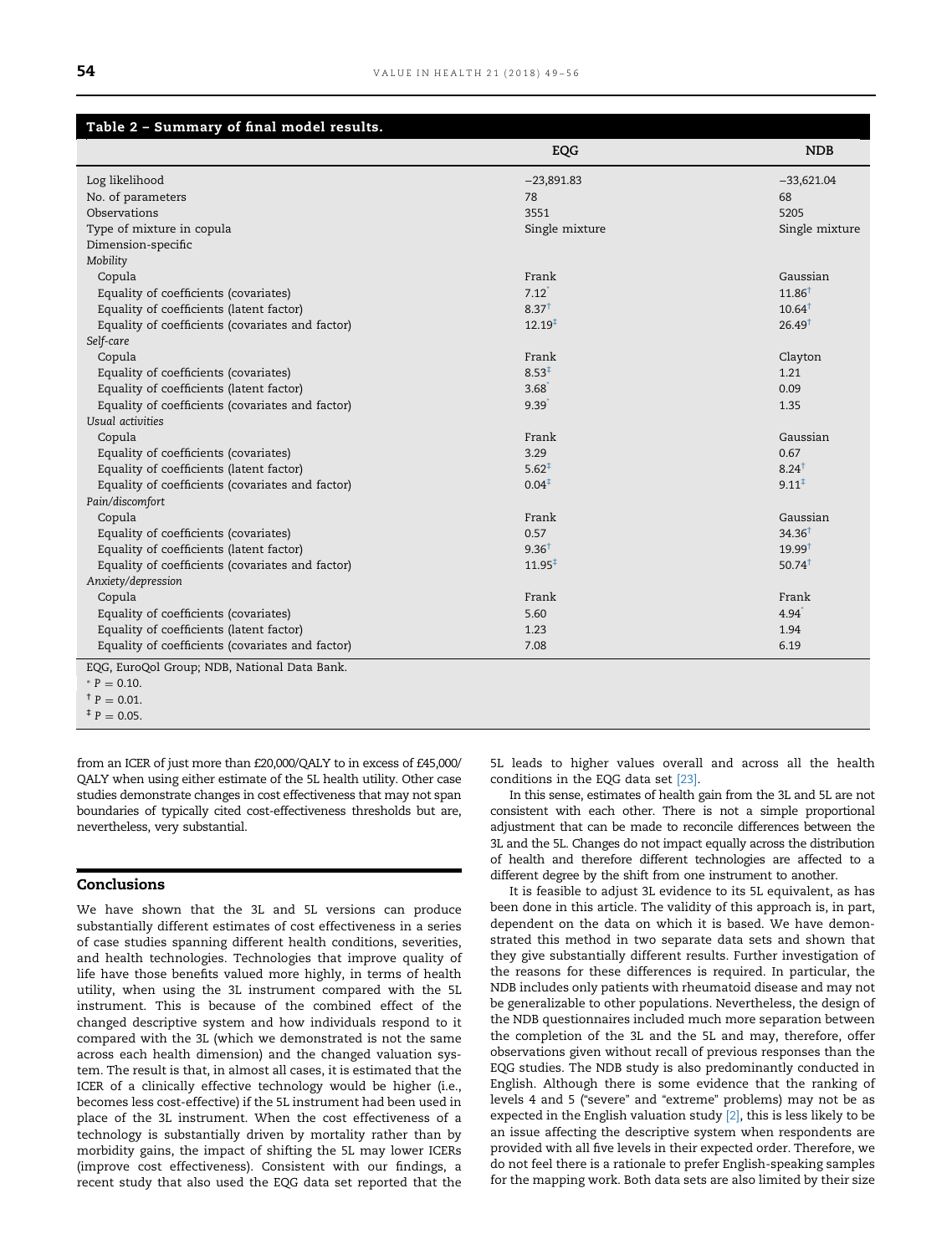**Table 2 – Summary of final model results.**

| | EQG | NDB |
|---|---|---|
| Log likelihood | −23,891.83 | −33,621.04 |
| No. of parameters | 78 | 68 |
| Observations | 3551 | 5205 |
| Type of mixture in copula | Single mixture | Single mixture |
| Dimension-specific | | |
| *Mobility* | | |
| Copula | Frank | Gaussian |
| Equality of coefficients (covariates) | 7.12* | 11.86† |
| Equality of coefficients (latent factor) | 8.37† | 10.64† |
| Equality of coefficients (covariates and factor) | 12.19‡ | 26.49† |
| *Self-care* | | |
| Copula | Frank | Clayton |
| Equality of coefficients (covariates) | 8.53‡ | 1.21 |
| Equality of coefficients (latent factor) | 3.68* | 0.09 |
| Equality of coefficients (covariates and factor) | 9.39* | 1.35 |
| *Usual activities* | | |
| Copula | Frank | Gaussian |
| Equality of coefficients (covariates) | 3.29 | 0.67 |
| Equality of coefficients (latent factor) | 5.62‡ | 8.24† |
| Equality of coefficients (covariates and factor) | 0.04‡ | 9.11‡ |
| *Pain/discomfort* | | |
| Copula | Frank | Gaussian |
| Equality of coefficients (covariates) | 0.57 | 34.36† |
| Equality of coefficients (latent factor) | 9.36† | 19.99† |
| Equality of coefficients (covariates and factor) | 11.95‡ | 50.74† |
| *Anxiety/depression* | | |
| Copula | Frank | Frank |
| Equality of coefficients (covariates) | 5.60 | 4.94* |
| Equality of coefficients (latent factor) | 1.23 | 1.94 |
| Equality of coefficients (covariates and factor) | 7.08 | 6.19 |

EQG, EuroQol Group; NDB, National Data Bank.
* $P = 0.10$.
† $P = 0.01$.
‡ $P = 0.05$.

from an ICER of just more than £20,000/QALY to in excess of £45,000/QALY when using either estimate of the 5L health utility. Other case studies demonstrate changes in cost effectiveness that may not span boundaries of typically cited cost-effectiveness thresholds but are, nevertheless, very substantial.

## Conclusions

We have shown that the 3L and 5L versions can produce substantially different estimates of cost effectiveness in a series of case studies spanning different health conditions, severities, and health technologies. Technologies that improve quality of life have those benefits valued more highly, in terms of health utility, when using the 3L instrument compared with the 5L instrument. This is because of the combined effect of the changed descriptive system and how individuals respond to it compared with the 3L (which we demonstrated is not the same across each health dimension) and the changed valuation system. The result is that, in almost all cases, it is estimated that the ICER of a clinically effective technology would be higher (i.e., becomes less cost-effective) if the 5L instrument had been used in place of the 3L instrument. When the cost effectiveness of a technology is substantially driven by mortality rather than by morbidity gains, the impact of shifting the 5L may lower ICERs (improve cost effectiveness). Consistent with our findings, a recent study that also used the EQG data set reported that the 5L leads to higher values overall and across all the health conditions in the EQG data set [23].

In this sense, estimates of health gain from the 3L and 5L are not consistent with each other. There is not a simple proportional adjustment that can be made to reconcile differences between the 3L and the 5L. Changes do not impact equally across the distribution of health and therefore different technologies are affected to a different degree by the shift from one instrument to another.

It is feasible to adjust 3L evidence to its 5L equivalent, as has been done in this article. The validity of this approach is, in part, dependent on the data on which it is based. We have demonstrated this method in two separate data sets and shown that they give substantially different results. Further investigation of the reasons for these differences is required. In particular, the NDB includes only patients with rheumatoid disease and may not be generalizable to other populations. Nevertheless, the design of the NDB questionnaires included much more separation between the completion of the 3L and the 5L and may, therefore, offer observations given without recall of previous responses than the EQG studies. The NDB study is also predominantly conducted in English. Although there is some evidence that the ranking of levels 4 and 5 ("severe" and "extreme" problems) may not be as expected in the English valuation study [2], this is less likely to be an issue affecting the descriptive system when respondents are provided with all five levels in their expected order. Therefore, we do not feel there is a rationale to prefer English-speaking samples for the mapping work. Both data sets are also limited by their size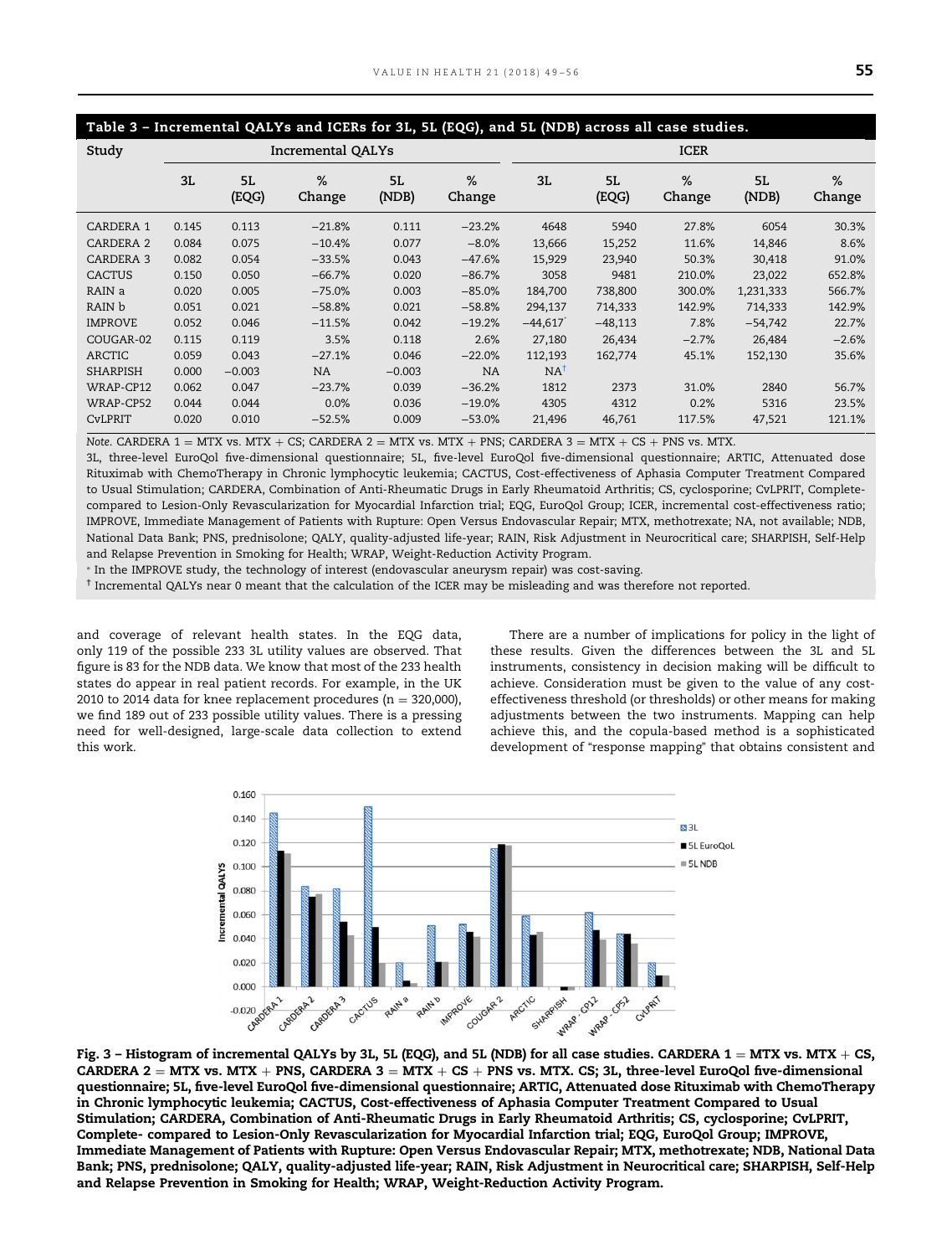**Table 3 – Incremental QALYs and ICERs for 3L, 5L (EQG), and 5L (NDB) across all case studies.**

| Study | Incremental QALYs | | | | | ICER | | | | |
|---|---|---|---|---|---|---|---|---|---|---|
| | 3L | 5L (EQG) | % Change | 5L (NDB) | % Change | 3L | 5L (EQG) | % Change | 5L (NDB) | % Change |
| CARDERA 1 | 0.145 | 0.113 | −21.8% | 0.111 | −23.2% | 4648 | 5940 | 27.8% | 6054 | 30.3% |
| CARDERA 2 | 0.084 | 0.075 | −10.4% | 0.077 | −8.0% | 13,666 | 15,252 | 11.6% | 14,846 | 8.6% |
| CARDERA 3 | 0.082 | 0.054 | −33.5% | 0.043 | −47.6% | 15,929 | 23,940 | 50.3% | 30,418 | 91.0% |
| CACTUS | 0.150 | 0.050 | −66.7% | 0.020 | −86.7% | 3058 | 9481 | 210.0% | 23,022 | 652.8% |
| RAIN a | 0.020 | 0.005 | −75.0% | 0.003 | −85.0% | 184,700 | 738,800 | 300.0% | 1,231,333 | 566.7% |
| RAIN b | 0.051 | 0.021 | −58.8% | 0.021 | −58.8% | 294,137 | 714,333 | 142.9% | 714,333 | 142.9% |
| IMPROVE | 0.052 | 0.046 | −11.5% | 0.042 | −19.2% | −44,617* | −48,113 | 7.8% | −54,742 | 22.7% |
| COUGAR-02 | 0.115 | 0.119 | 3.5% | 0.118 | 2.6% | 27,180 | 26,434 | −2.7% | 26,484 | −2.6% |
| ARCTIC | 0.059 | 0.043 | −27.1% | 0.046 | −22.0% | 112,193 | 162,774 | 45.1% | 152,130 | 35.6% |
| SHARPISH | 0.000 | −0.003 | NA | −0.003 | NA | NA† | | | | |
| WRAP-CP12 | 0.062 | 0.047 | −23.7% | 0.039 | −36.2% | 1812 | 2373 | 31.0% | 2840 | 56.7% |
| WRAP-CP52 | 0.044 | 0.044 | 0.0% | 0.036 | −19.0% | 4305 | 4312 | 0.2% | 5316 | 23.5% |
| CvLPRIT | 0.020 | 0.010 | −52.5% | 0.009 | −53.0% | 21,496 | 46,761 | 117.5% | 47,521 | 121.1% |

*Note.* CARDERA 1 = MTX vs. MTX + CS; CARDERA 2 = MTX vs. MTX + PNS; CARDERA 3 = MTX + CS + PNS vs. MTX.

3L, three-level EuroQol five-dimensional questionnaire; 5L, five-level EuroQol five-dimensional questionnaire; ARTIC, Attenuated dose Rituximab with ChemoTherapy in Chronic lymphocytic leukemia; CACTUS, Cost-effectiveness of Aphasia Computer Treatment Compared to Usual Stimulation; CARDERA, Combination of Anti-Rheumatic Drugs in Early Rheumatoid Arthritis; CS, cyclosporine; CvLPRIT, Complete-compared to Lesion-Only Revascularization for Myocardial Infarction trial; EQG, EuroQol Group; ICER, incremental cost-effectiveness ratio; IMPROVE, Immediate Management of Patients with Rupture: Open Versus Endovascular Repair; MTX, methotrexate; NA, not available; NDB, National Data Bank; PNS, prednisolone; QALY, quality-adjusted life-year; RAIN, Risk Adjustment in Neurocritical care; SHARPISH, Self-Help and Relapse Prevention in Smoking for Health; WRAP, Weight-Reduction Activity Program.

\* In the IMPROVE study, the technology of interest (endovascular aneurysm repair) was cost-saving.

† Incremental QALYs near 0 meant that the calculation of the ICER may be misleading and was therefore not reported.

and coverage of relevant health states. In the EQG data, only 119 of the possible 233 3L utility values are observed. That figure is 83 for the NDB data. We know that most of the 233 health states do appear in real patient records. For example, in the UK 2010 to 2014 data for knee replacement procedures (n = 320,000), we find 189 out of 233 possible utility values. There is a pressing need for well-designed, large-scale data collection to extend this work.

There are a number of implications for policy in the light of these results. Given the differences between the 3L and 5L instruments, consistency in decision making will be difficult to achieve. Consideration must be given to the value of any cost-effectiveness threshold (or thresholds) or other means for making adjustments between the two instruments. Mapping can help achieve this, and the copula-based method is a sophisticated development of "response mapping" that obtains consistent and

**Fig. 3 – Histogram of incremental QALYs by 3L, 5L (EQG), and 5L (NDB) for all case studies. CARDERA 1 = MTX vs. MTX + CS, CARDERA 2 = MTX vs. MTX + PNS, CARDERA 3 = MTX + CS + PNS vs. MTX. CS; 3L, three-level EuroQol five-dimensional questionnaire; 5L, five-level EuroQol five-dimensional questionnaire; ARTIC, Attenuated dose Rituximab with ChemoTherapy in Chronic lymphocytic leukemia; CACTUS, Cost-effectiveness of Aphasia Computer Treatment Compared to Usual Stimulation; CARDERA, Combination of Anti-Rheumatic Drugs in Early Rheumatoid Arthritis; CS, cyclosporine; CvLPRIT, Complete- compared to Lesion-Only Revascularization for Myocardial Infarction trial; EQG, EuroQol Group; IMPROVE, Immediate Management of Patients with Rupture: Open Versus Endovascular Repair; MTX, methotrexate; NDB, National Data Bank; PNS, prednisolone; QALY, quality-adjusted life-year; RAIN, Risk Adjustment in Neurocritical care; SHARPISH, Self-Help and Relapse Prevention in Smoking for Health; WRAP, Weight-Reduction Activity Program.**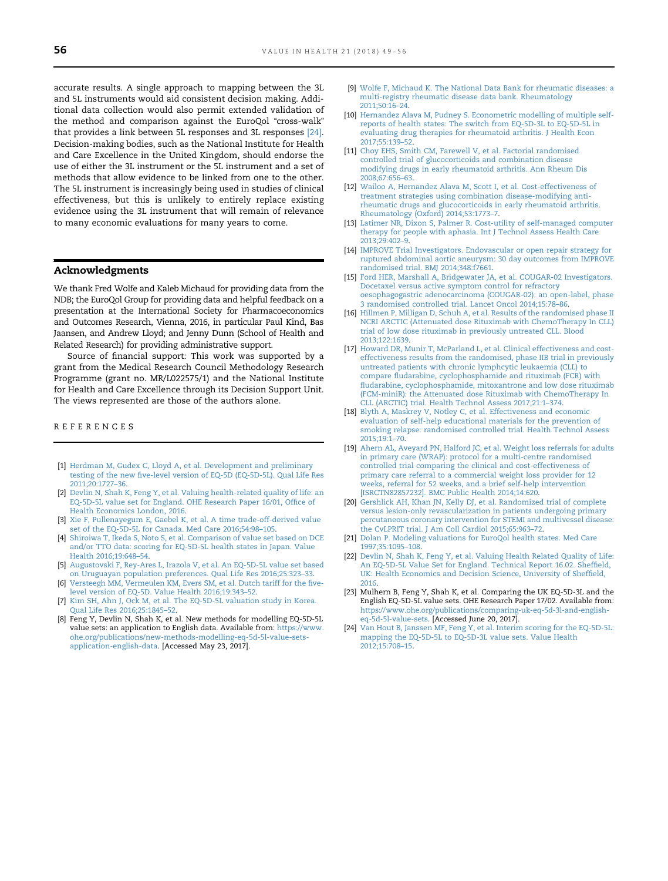accurate results. A single approach to mapping between the 3L and 5L instruments would aid consistent decision making. Additional data collection would also permit extended validation of the method and comparison against the EuroQol "cross-walk" that provides a link between 5L responses and 3L responses [24]. Decision-making bodies, such as the National Institute for Health and Care Excellence in the United Kingdom, should endorse the use of either the 3L instrument or the 5L instrument and a set of methods that allow evidence to be linked from one to the other. The 5L instrument is increasingly being used in studies of clinical effectiveness, but this is unlikely to entirely replace existing evidence using the 3L instrument that will remain of relevance to many economic evaluations for many years to come.

## Acknowledgments

We thank Fred Wolfe and Kaleb Michaud for providing data from the NDB; the EuroQol Group for providing data and helpful feedback on a presentation at the International Society for Pharmacoeconomics and Outcomes Research, Vienna, 2016, in particular Paul Kind, Bas Jaansen, and Andrew Lloyd; and Jenny Dunn (School of Health and Related Research) for providing administrative support.

Source of financial support: This work was supported by a grant from the Medical Research Council Methodology Research Programme (grant no. MR/L022575/1) and the National Institute for Health and Care Excellence through its Decision Support Unit. The views represented are those of the authors alone.

## REFERENCES

[1] Herdman M, Gudex C, Lloyd A, et al. Development and preliminary testing of the new five-level version of EQ-5D (EQ-5D-5L). Qual Life Res 2011;20:1727–36.

[2] Devlin N, Shah K, Feng Y, et al. Valuing health-related quality of life: an EQ-5D-5L value set for England. OHE Research Paper 16/01, Office of Health Economics London, 2016.

[3] Xie F, Pullenayegum E, Gaebel K, et al. A time trade-off-derived value set of the EQ-5D-5L for Canada. Med Care 2016;54:98–105.

[4] Shiroiwa T, Ikeda S, Noto S, et al. Comparison of value set based on DCE and/or TTO data: scoring for EQ-5D-5L health states in Japan. Value Health 2016;19:648–54.

[5] Augustovski F, Rey-Ares L, Irazola V, et al. An EQ-5D-5L value set based on Uruguayan population preferences. Qual Life Res 2016;25:323–33.

[6] Versteegh MM, Vermeulen KM, Evers SM, et al. Dutch tariff for the five-level version of EQ-5D. Value Health 2016;19:343–52.

[7] Kim SH, Ahn J, Ock M, et al. The EQ-5D-5L valuation study in Korea. Qual Life Res 2016;25:1845–52.

[8] Feng Y, Devlin N, Shah K, et al. New methods for modelling EQ-5D-5L value sets: an application to English data. Available from: https://www.ohe.org/publications/new-methods-modelling-eq-5d-5l-value-sets-application-english-data. [Accessed May 23, 2017].

[9] Wolfe F, Michaud K. The National Data Bank for rheumatic diseases: a multi-registry rheumatic disease data bank. Rheumatology 2011;50:16–24.

[10] Hernandez Alava M, Pudney S. Econometric modelling of multiple self-reports of health states: The switch from EQ-5D-3L to EQ-5D-5L in evaluating drug therapies for rheumatoid arthritis. J Health Econ 2017;55:139–52.

[11] Choy EHS, Smith CM, Farewell V, et al. Factorial randomised controlled trial of glucocorticoids and combination disease modifying drugs in early rheumatoid arthritis. Ann Rheum Dis 2008;67:656–63.

[12] Wailoo A, Hernandez Alava M, Scott I, et al. Cost-effectiveness of treatment strategies using combination disease-modifying anti-rheumatic drugs and glucocorticoids in early rheumatoid arthritis. Rheumatology (Oxford) 2014;53:1773–7.

[13] Latimer NR, Dixon S, Palmer R. Cost-utility of self-managed computer therapy for people with aphasia. Int J Technol Assess Health Care 2013;29:402–9.

[14] IMPROVE Trial Investigators. Endovascular or open repair strategy for ruptured abdominal aortic aneurysm: 30 day outcomes from IMPROVE randomised trial. BMJ 2014;348:f7661.

[15] Ford HER, Marshall A, Bridgewater JA, et al. COUGAR-02 Investigators. Docetaxel versus active symptom control for refractory oesophagogastric adenocarcinoma (COUGAR-02): an open-label, phase 3 randomised controlled trial. Lancet Oncol 2014;15:78–86.

[16] Hillmen P, Milligan D, Schuh A, et al. Results of the randomised phase II NCRI ARCTIC (Attenuated dose Rituximab with ChemoTherapy In CLL) trial of low dose rituximab in previously untreated CLL. Blood 2013;122:1639.

[17] Howard DR, Munir T, McParland L, et al. Clinical effectiveness and cost-effectiveness results from the randomised, phase IIB trial in previously untreated patients with chronic lymphcytic leukaemia (CLL) to compare fludarabine, cyclophosphamide and rituximab (FCR) with fludarabine, cyclophosphamide, mitoxantrone and low dose rituximab (FCM-miniR): the Attenuated dose Rituximab with ChemoTherapy In CLL (ARCTIC) trial. Health Technol Assess 2017;21:1–374.

[18] Blyth A, Maskrey V, Notley C, et al. Effectiveness and economic evaluation of self-help educational materials for the prevention of smoking relapse: randomised controlled trial. Health Technol Assess 2015;19:1–70.

[19] Ahern AL, Aveyard PN, Halford JC, et al. Weight loss referrals for adults in primary care (WRAP): protocol for a multi-centre randomised controlled trial comparing the clinical and cost-effectiveness of primary care referral to a commercial weight loss provider for 12 weeks, referral for 52 weeks, and a brief self-help intervention [ISRCTN82857232]. BMC Public Health 2014;14:620.

[20] Gershlick AH, Khan JN, Kelly DJ, et al. Randomized trial of complete versus lesion-only revascularization in patients undergoing primary percutaneous coronary intervention for STEMI and multivessel disease: the CvLPRIT trial. J Am Coll Cardiol 2015;65:963–72.

[21] Dolan P. Modeling valuations for EuroQol health states. Med Care 1997;35:1095–108.

[22] Devlin N, Shah K, Feng Y, et al. Valuing Health Related Quality of Life: An EQ-5D-5L Value Set for England. Technical Report 16.02. Sheffield, UK: Health Economics and Decision Science, University of Sheffield, 2016.

[23] Mulhern B, Feng Y, Shah K, et al. Comparing the UK EQ-5D-3L and the English EQ-5D-5L value sets. OHE Research Paper 17/02. Available from: https://www.ohe.org/publications/comparing-uk-eq-5d-3l-and-english-eq-5d-5l-value-sets. [Accessed June 20, 2017].

[24] Van Hout B, Janssen MF, Feng Y, et al. Interim scoring for the EQ-5D-5L: mapping the EQ-5D-5L to EQ-5D-3L value sets. Value Health 2012;15:708–15.